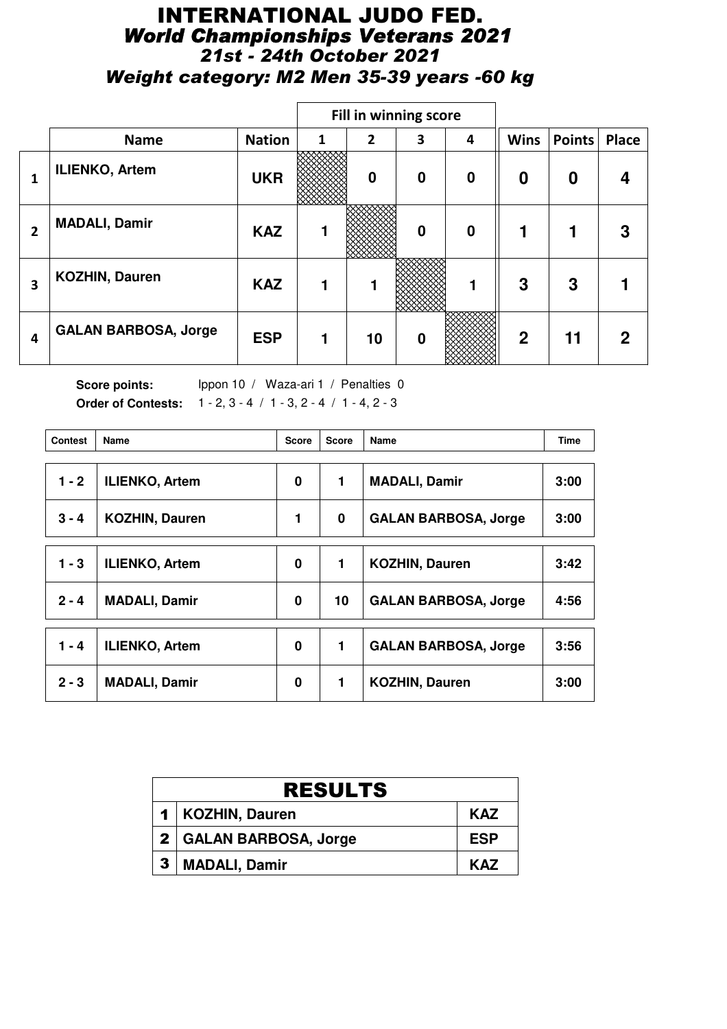# INTERNATIONAL JUDO FED.
## *World Championships Veterans 2021*
### *21st - 24th October 2021*
### *Weight category: M2 Men 35-39 years -60 kg*

| | | | Fill in winning score | | | | | | |
|---|---|---|---|---|---|---|---|---|---|
| | **Name** | **Nation** | **1** | **2** | **3** | **4** | **Wins** | **Points** | **Place** |
| **1** | **ILIENKO, Artem** | **UKR** | | **0** | **0** | **0** | **0** | **0** | **4** |
| **2** | **MADALI, Damir** | **KAZ** | **1** | | **0** | **0** | **1** | **1** | **3** |
| **3** | **KOZHIN, Dauren** | **KAZ** | **1** | **1** | | **1** | **3** | **3** | **1** |
| **4** | **GALAN BARBOSA, Jorge** | **ESP** | **1** | **10** | **0** | | **2** | **11** | **2** |

**Score points:** Ippon 10 / Waza-ari 1 / Penalties 0

**Order of Contests:** 1 - 2, 3 - 4 / 1 - 3, 2 - 4 / 1 - 4, 2 - 3

| Contest | Name | Score | Score | Name | Time |
|---|---|---|---|---|---|
| **1 - 2** | **ILIENKO, Artem** | **0** | **1** | **MADALI, Damir** | **3:00** |
| **3 - 4** | **KOZHIN, Dauren** | **1** | **0** | **GALAN BARBOSA, Jorge** | **3:00** |
| **1 - 3** | **ILIENKO, Artem** | **0** | **1** | **KOZHIN, Dauren** | **3:42** |
| **2 - 4** | **MADALI, Damir** | **0** | **10** | **GALAN BARBOSA, Jorge** | **4:56** |
| **1 - 4** | **ILIENKO, Artem** | **0** | **1** | **GALAN BARBOSA, Jorge** | **3:56** |
| **2 - 3** | **MADALI, Damir** | **0** | **1** | **KOZHIN, Dauren** | **3:00** |

| RESULTS | | |
|---|---|---|
| **1** | **KOZHIN, Dauren** | **KAZ** |
| **2** | **GALAN BARBOSA, Jorge** | **ESP** |
| **3** | **MADALI, Damir** | **KAZ** |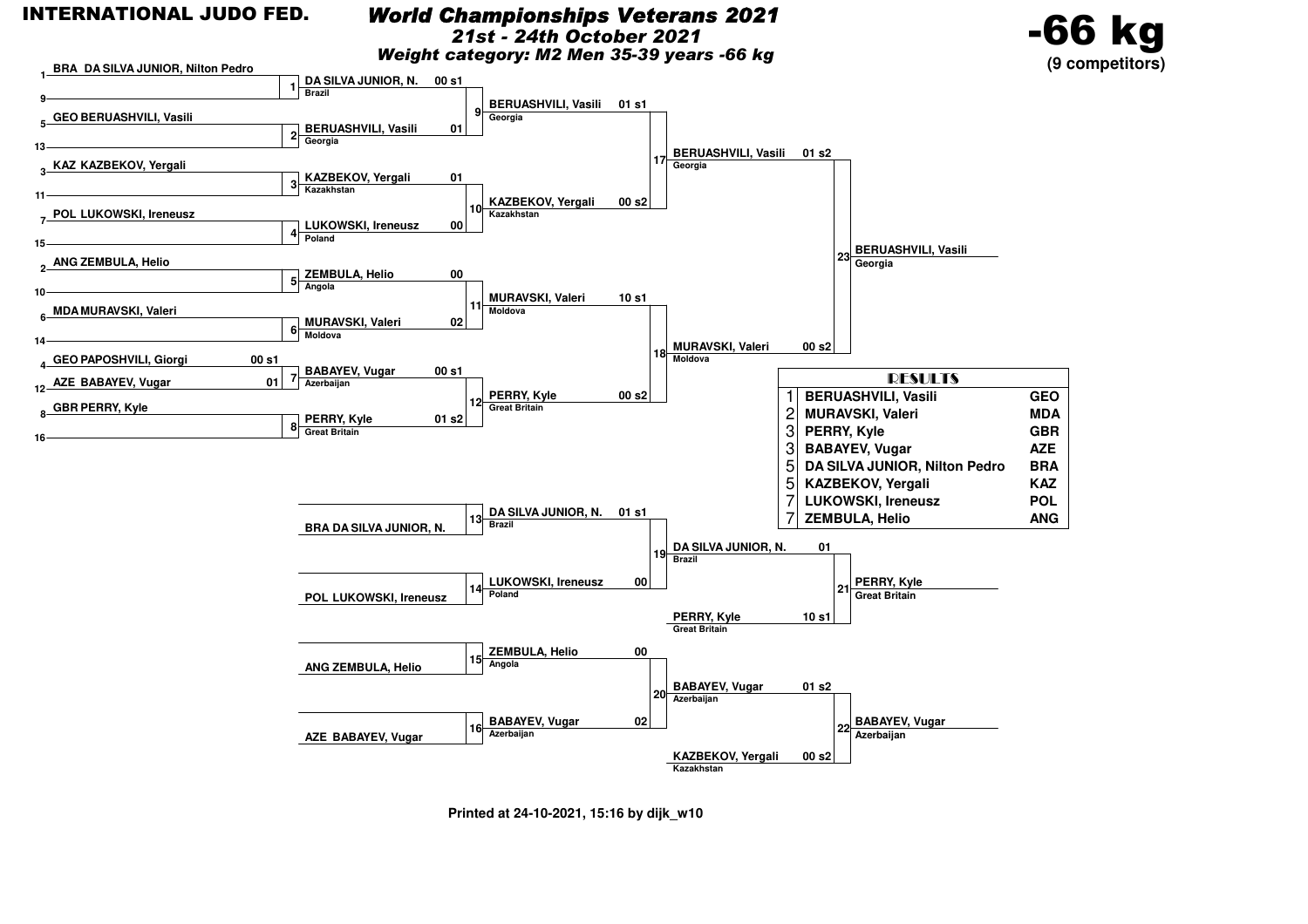# INTERNATIONAL JUDO FED.

## World Championships Veterans 2021

### 21st - 24th October 2021

### Weight category: M2 Men 35-39 years -66 kg

**-66 kg** (9 competitors)

#### Draw

| Pos | Competitor |
|---|---|
| 1 | BRA DA SILVA JUNIOR, Nilton Pedro |
| 9 | |
| 5 | GEO BERUASHVILI, Vasili |
| 13 | |
| 3 | KAZ KAZBEKOV, Yergali |
| 11 | |
| 7 | POL LUKOWSKI, Ireneusz |
| 15 | |
| 2 | ANG ZEMBULA, Helio |
| 10 | |
| 6 | MDA MURAVSKI, Valeri |
| 14 | |
| 4 | GEO PAPOSHVILI, Giorgi |
| 12 | AZE BABAYEV, Vugar |
| 8 | GBR PERRY, Kyle |
| 16 | |

#### Main bracket

| Contest | Competitor | Country | Score |
|---|---|---|---|
| 1 | DA SILVA JUNIOR, N. | Brazil | 00 s1 |
| 2 | BERUASHVILI, Vasili | Georgia | 01 |
| 3 | KAZBEKOV, Yergali | Kazakhstan | 01 |
| 4 | LUKOWSKI, Ireneusz | Poland | 00 |
| 5 | ZEMBULA, Helio | Angola | 00 |
| 6 | MURAVSKI, Valeri | Moldova | 02 |
| 7 | PAPOSHVILI, Giorgi | | 00 s1 |
| 7 | BABAYEV, Vugar | Azerbaijan | 01 |
| 7 → 12 | BABAYEV, Vugar | Azerbaijan | 00 s1 |
| 8 → 12 | PERRY, Kyle | Great Britain | 01 s2 |
| 9 | BERUASHVILI, Vasili | Georgia | 01 s1 |
| 10 | KAZBEKOV, Yergali | Kazakhstan | 00 s2 |
| 11 | MURAVSKI, Valeri | Moldova | 10 s1 |
| 12 | PERRY, Kyle | Great Britain | 00 s2 |
| 17 | BERUASHVILI, Vasili | Georgia | 01 s2 |
| 18 | MURAVSKI, Valeri | Moldova | 00 s2 |
| 23 | BERUASHVILI, Vasili | Georgia | |

#### Repechage

| Contest | Competitor | Country | Score |
|---|---|---|---|
| 13 | BRA DA SILVA JUNIOR, N. | | |
| 13 | DA SILVA JUNIOR, N. | Brazil | 01 s1 |
| 14 | POL LUKOWSKI, Ireneusz | | |
| 14 | LUKOWSKI, Ireneusz | Poland | 00 |
| 15 | ANG ZEMBULA, Helio | | |
| 15 | ZEMBULA, Helio | Angola | 00 |
| 16 | AZE BABAYEV, Vugar | | |
| 16 | BABAYEV, Vugar | Azerbaijan | 02 |
| 19 | DA SILVA JUNIOR, N. | Brazil | 01 |
| 20 | BABAYEV, Vugar | Azerbaijan | 01 s2 |
| 21 | PERRY, Kyle | Great Britain | 10 s1 |
| 21 | PERRY, Kyle | Great Britain | |
| 22 | KAZBEKOV, Yergali | Kazakhstan | 00 s2 |
| 22 | BABAYEV, Vugar | Azerbaijan | |

#### RESULTS

| Place | Name | Country |
|---|---|---|
| 1 | BERUASHVILI, Vasili | GEO |
| 2 | MURAVSKI, Valeri | MDA |
| 3 | PERRY, Kyle | GBR |
| 3 | BABAYEV, Vugar | AZE |
| 5 | DA SILVA JUNIOR, Nilton Pedro | BRA |
| 5 | KAZBEKOV, Yergali | KAZ |
| 7 | LUKOWSKI, Ireneusz | POL |
| 7 | ZEMBULA, Helio | ANG |

Printed at 24-10-2021, 15:16 by dijk_w10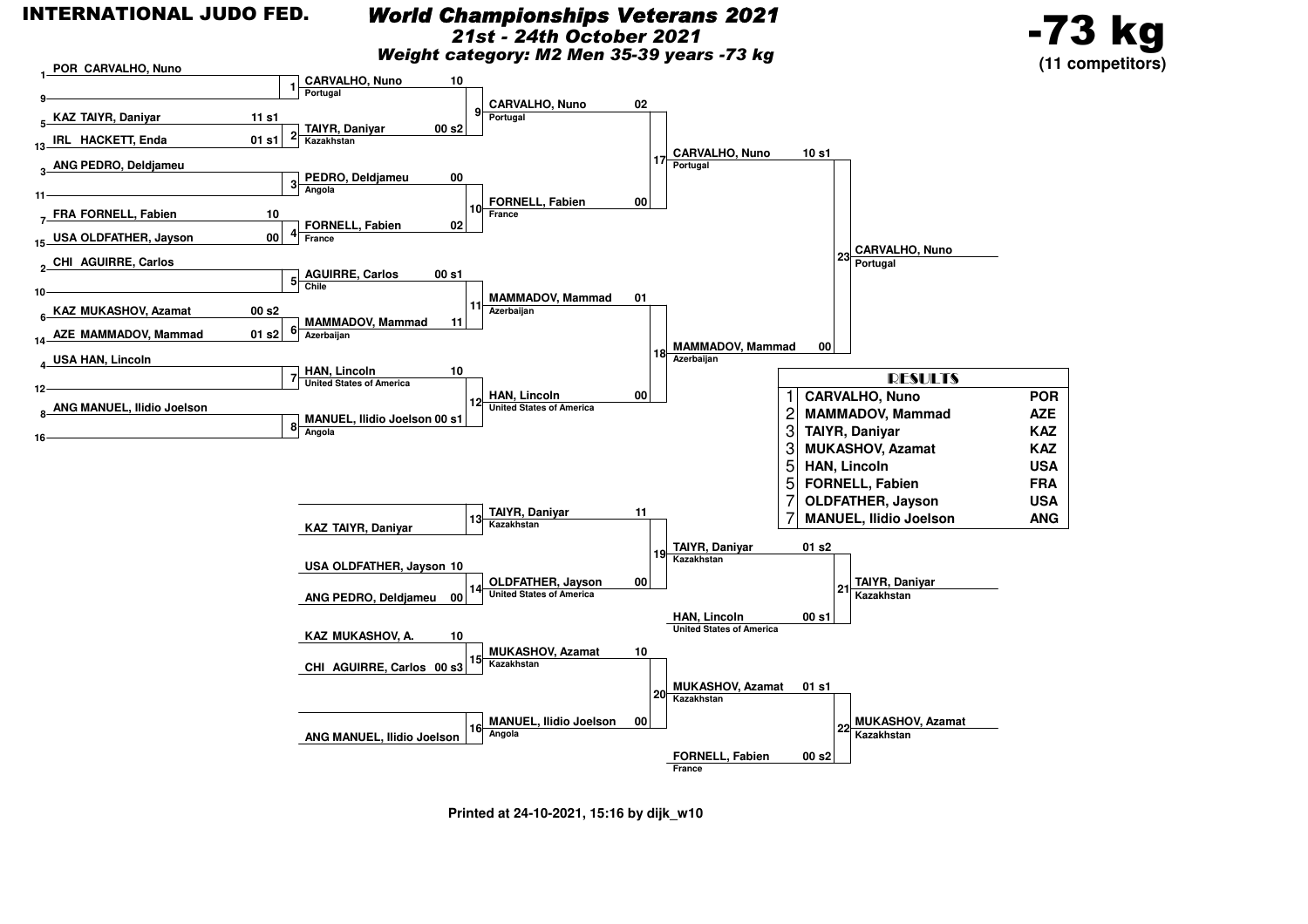# INTERNATIONAL JUDO FED.

## *World Championships Veterans 2021*

### *21st - 24th October 2021*

### *Weight category: M2 Men 35-39 years -73 kg*

# -73 kg

**(11 competitors)**

## Main Bracket

### First round

| Seed | Competitor | Score | Match | Winner | Score |
|---|---|---|---|---|---|
| 1 | POR CARVALHO, Nuno | | 1 | CARVALHO, Nuno (Portugal) | 10 |
| 9 | | | | | |
| 5 | KAZ TAIYR, Daniyar | 11 s1 | 2 | TAIYR, Daniyar (Kazakhstan) | 00 s2 |
| 13 | IRL HACKETT, Enda | 01 s1 | | | |
| 3 | ANG PEDRO, Deldjameu | | 3 | PEDRO, Deldjameu (Angola) | 00 |
| 11 | | | | | |
| 7 | FRA FORNELL, Fabien | 10 | 4 | FORNELL, Fabien (France) | 02 |
| 15 | USA OLDFATHER, Jayson | 00 | | | |
| 2 | CHI AGUIRRE, Carlos | | 5 | AGUIRRE, Carlos (Chile) | 00 s1 |
| 10 | | | | | |
| 6 | KAZ MUKASHOV, Azamat | 00 s2 | 6 | MAMMADOV, Mammad (Azerbaijan) | 11 |
| 14 | AZE MAMMADOV, Mammad | 01 s2 | | | |
| 4 | USA HAN, Lincoln | | 7 | HAN, Lincoln (United States of America) | 10 |
| 12 | | | | | |
| 8 | ANG MANUEL, Ilidio Joelson | | 8 | MANUEL, Ilidio Joelson (Angola) | 00 s1 |
| 16 | | | | | |

### Second round

| Match | Winner | Score |
|---|---|---|
| 9 | CARVALHO, Nuno (Portugal) | 02 |
| 10 | FORNELL, Fabien (France) | 00 |
| 11 | MAMMADOV, Mammad (Azerbaijan) | 01 |
| 12 | HAN, Lincoln (United States of America) | 00 |

### Semi-finals

| Match | Winner | Score |
|---|---|---|
| 17 | CARVALHO, Nuno (Portugal) | 10 s1 |
| 18 | MAMMADOV, Mammad (Azerbaijan) | 00 |

### Final

| Match | Winner |
|---|---|
| 23 | CARVALHO, Nuno (Portugal) |

## Repechage

| Competitor | Score | Match | Winner | Score |
|---|---|---|---|---|
| | | 13 | TAIYR, Daniyar (Kazakhstan) | 11 |
| KAZ TAIYR, Daniyar | | | | |
| USA OLDFATHER, Jayson | 10 | 14 | OLDFATHER, Jayson (United States of America) | 00 |
| ANG PEDRO, Deldjameu | 00 | | | |
| KAZ MUKASHOV, A. | 10 | 15 | MUKASHOV, Azamat (Kazakhstan) | 10 |
| CHI AGUIRRE, Carlos | 00 s3 | | | |
| | | 16 | MANUEL, Ilidio Joelson (Angola) | 00 |
| ANG MANUEL, Ilidio Joelson | | | | |

| Match | Winner | Score |
|---|---|---|
| 19 | TAIYR, Daniyar (Kazakhstan) | 01 s2 |
| | HAN, Lincoln (United States of America) | 00 s1 |
| 20 | MUKASHOV, Azamat (Kazakhstan) | 01 s1 |
| | FORNELL, Fabien (France) | 00 s2 |

### Bronze medal contests

| Match | Winner |
|---|---|
| 21 | TAIYR, Daniyar (Kazakhstan) |
| 22 | MUKASHOV, Azamat (Kazakhstan) |

## RESULTS

| Place | Name | Country |
|---|---|---|
| 1 | CARVALHO, Nuno | POR |
| 2 | MAMMADOV, Mammad | AZE |
| 3 | TAIYR, Daniyar | KAZ |
| 3 | MUKASHOV, Azamat | KAZ |
| 5 | HAN, Lincoln | USA |
| 5 | FORNELL, Fabien | FRA |
| 7 | OLDFATHER, Jayson | USA |
| 7 | MANUEL, Ilidio Joelson | ANG |

Printed at 24-10-2021, 15:16 by dijk_w10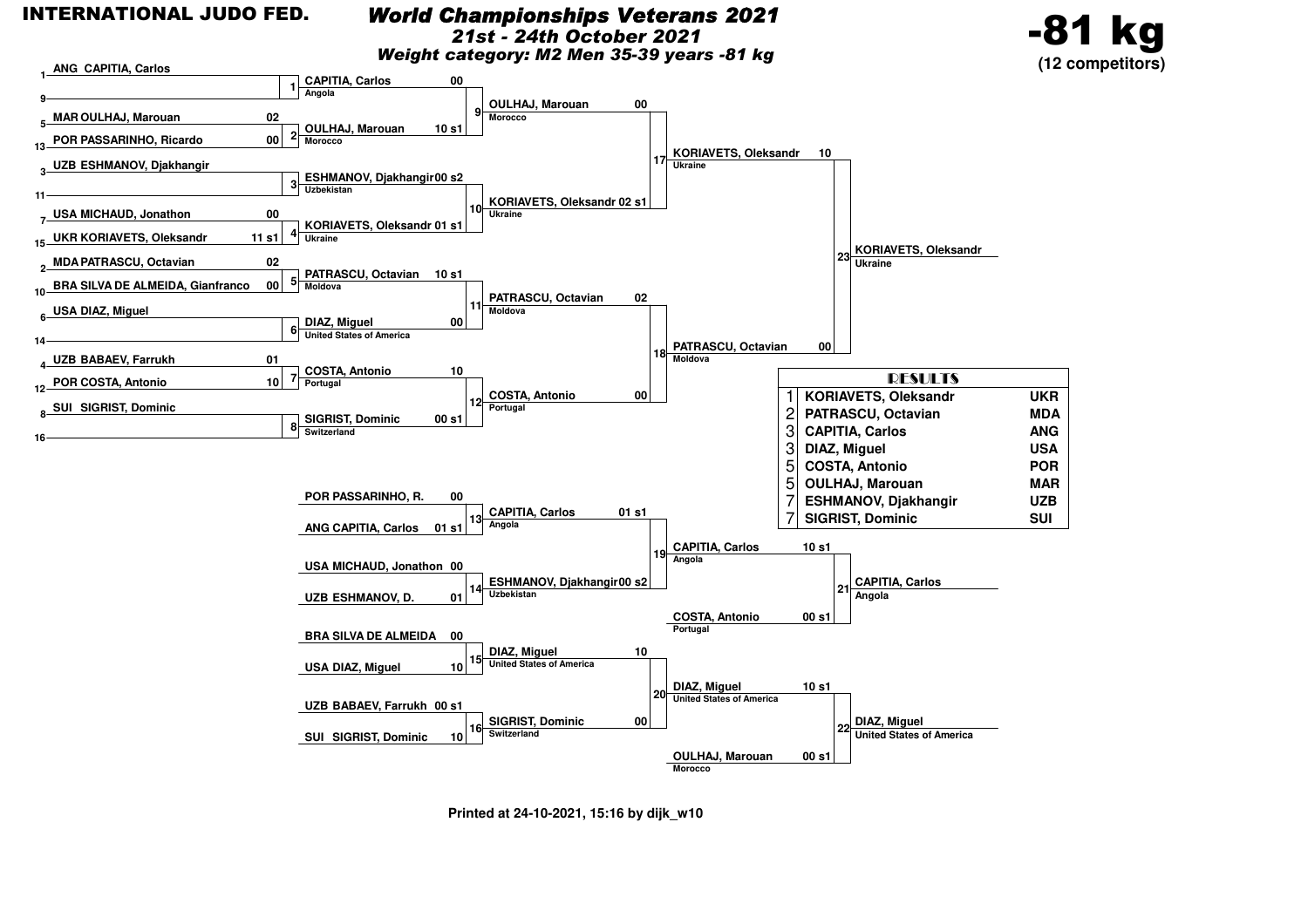**INTERNATIONAL JUDO FED.**

# World Championships Veterans 2021

***21st - 24th October 2021***

***Weight category: M2 Men 35-39 years -81 kg***

## -81 kg

**(12 competitors)**

### Main draw – Round 1

| Contest | Competitor | Score | Competitor | Score | Winner |
|---|---|---|---|---|---|
| 1 | 1 ANG CAPITIA, Carlos | | 9 — | | CAPITIA, Carlos (Angola) 00 |
| 2 | 5 MAR OULHAJ, Marouan | 02 | 13 POR PASSARINHO, Ricardo | 00 | OULHAJ, Marouan (Morocco) 10 s1 |
| 3 | 3 UZB ESHMANOV, Djakhangir | | 11 — | | ESHMANOV, Djakhangir (Uzbekistan) 00 s2 |
| 4 | 7 USA MICHAUD, Jonathon | 00 | 15 UKR KORIAVETS, Oleksandr | 11 s1 | KORIAVETS, Oleksandr (Ukraine) 01 s1 |
| 5 | 2 MDA PATRASCU, Octavian | 02 | 10 BRA SILVA DE ALMEIDA, Gianfranco | 00 | PATRASCU, Octavian (Moldova) 10 s1 |
| 6 | 6 USA DIAZ, Miguel | | 14 — | | DIAZ, Miguel (United States of America) 00 |
| 7 | 4 UZB BABAEV, Farrukh | 01 | 12 POR COSTA, Antonio | 10 | COSTA, Antonio (Portugal) 10 |
| 8 | 8 SUI SIGRIST, Dominic | | 16 — | | SIGRIST, Dominic (Switzerland) 00 s1 |

### Main draw – Later rounds

| Contest | Competitor | Score | Competitor | Score | Winner |
|---|---|---|---|---|---|
| 9 | CAPITIA, Carlos | 00 | OULHAJ, Marouan | 10 s1 | OULHAJ, Marouan (Morocco) 00 |
| 10 | ESHMANOV, Djakhangir | 00 s2 | KORIAVETS, Oleksandr | 01 s1 | KORIAVETS, Oleksandr (Ukraine) 02 s1 |
| 11 | PATRASCU, Octavian | 10 s1 | DIAZ, Miguel | 00 | PATRASCU, Octavian (Moldova) 02 |
| 12 | COSTA, Antonio | 10 | SIGRIST, Dominic | 00 s1 | COSTA, Antonio (Portugal) 00 |
| 17 | OULHAJ, Marouan | 00 | KORIAVETS, Oleksandr | 02 s1 | KORIAVETS, Oleksandr (Ukraine) 10 |
| 18 | PATRASCU, Octavian | 02 | COSTA, Antonio | 00 | PATRASCU, Octavian (Moldova) 00 |
| 23 | KORIAVETS, Oleksandr | 10 | PATRASCU, Octavian | 00 | KORIAVETS, Oleksandr (Ukraine) |

### Repechage

| Contest | Competitor | Score | Competitor | Score | Winner |
|---|---|---|---|---|---|
| 13 | POR PASSARINHO, R. | 00 | ANG CAPITIA, Carlos | 01 s1 | CAPITIA, Carlos (Angola) 01 s1 |
| 14 | USA MICHAUD, Jonathon | 00 | UZB ESHMANOV, D. | 01 | ESHMANOV, Djakhangir (Uzbekistan) 00 s2 |
| 15 | BRA SILVA DE ALMEIDA | 00 | USA DIAZ, Miguel | 10 | DIAZ, Miguel (United States of America) 10 |
| 16 | UZB BABAEV, Farrukh | 00 s1 | SUI SIGRIST, Dominic | 10 | SIGRIST, Dominic (Switzerland) 00 |
| 19 | CAPITIA, Carlos | 01 s1 | ESHMANOV, Djakhangir | 00 s2 | CAPITIA, Carlos (Angola) 10 s1 |
| 20 | DIAZ, Miguel | 10 | SIGRIST, Dominic | 00 | DIAZ, Miguel (United States of America) 10 s1 |
| 21 | CAPITIA, Carlos | 10 s1 | COSTA, Antonio (Portugal) | 00 s1 | CAPITIA, Carlos (Angola) |
| 22 | DIAZ, Miguel | 10 s1 | OULHAJ, Marouan (Morocco) | 00 s1 | DIAZ, Miguel (United States of America) |

### RESULTS

| Place | Name | Country |
|---|---|---|
| 1 | KORIAVETS, Oleksandr | UKR |
| 2 | PATRASCU, Octavian | MDA |
| 3 | CAPITIA, Carlos | ANG |
| 3 | DIAZ, Miguel | USA |
| 5 | COSTA, Antonio | POR |
| 5 | OULHAJ, Marouan | MAR |
| 7 | ESHMANOV, Djakhangir | UZB |
| 7 | SIGRIST, Dominic | SUI |

**Printed at 24-10-2021, 15:16 by dijk_w10**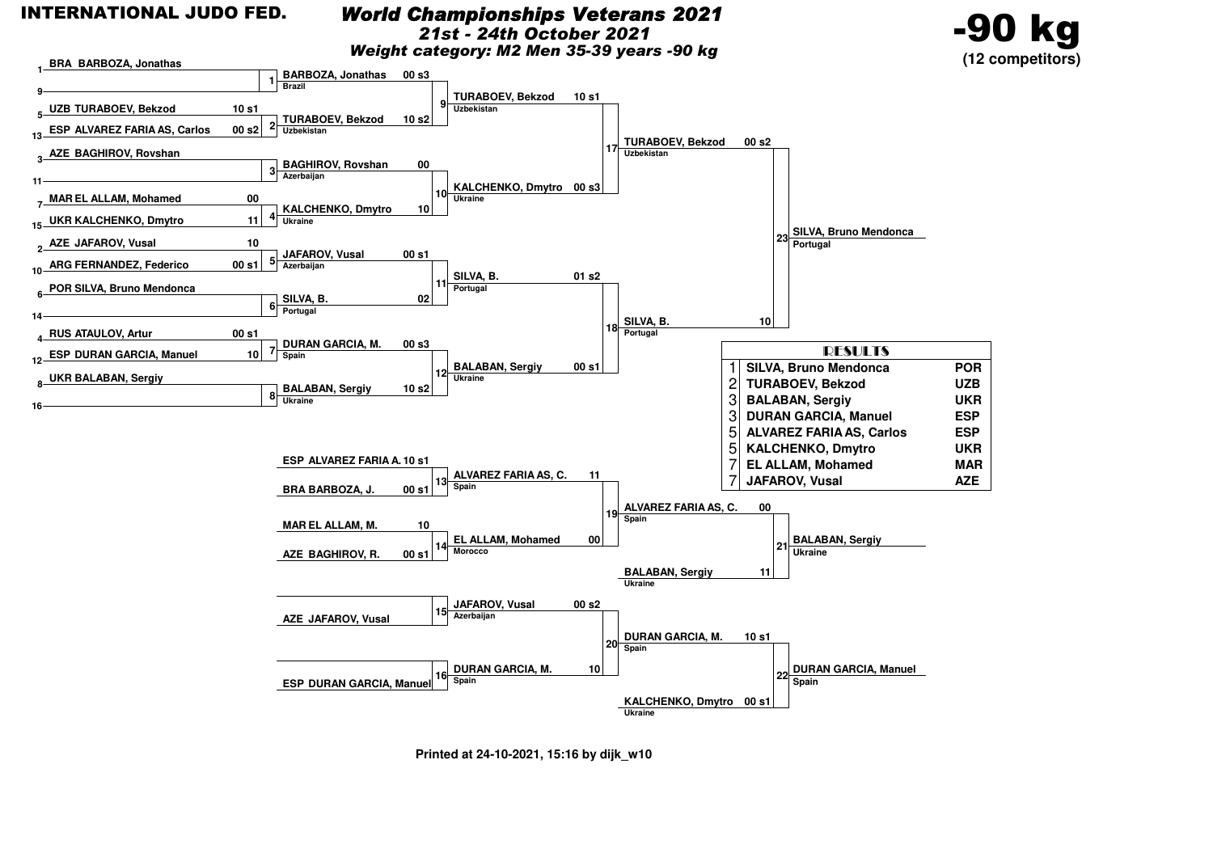# INTERNATIONAL JUDO FED.

## *World Championships Veterans 2021*

### *21st - 24th October 2021*

### *Weight category: M2 Men 35-39 years -90 kg*

**-90 kg**
**(12 competitors)**

## Main draw

### Round 1

| Match | Competitor | Score |
|---|---|---|
| 1 | 1 – BRA BARBOZA, Jonathas | |
| | 9 – | |
| 2 | 5 – UZB TURABOEV, Bekzod | 10 s1 |
| | 13 – ESP ALVAREZ FARIA AS, Carlos | 00 s2 |
| 3 | 3 – AZE BAGHIROV, Rovshan | |
| | 11 – | |
| 4 | 7 – MAR EL ALLAM, Mohamed | 00 |
| | 15 – UKR KALCHENKO, Dmytro | 11 |
| 5 | 2 – AZE JAFAROV, Vusal | 10 |
| | 10 – ARG FERNANDEZ, Federico | 00 s1 |
| 6 | 6 – POR SILVA, Bruno Mendonca | |
| | 14 – | |
| 7 | 4 – RUS ATAULOV, Artur | 00 s1 |
| | 12 – ESP DURAN GARCIA, Manuel | 10 |
| 8 | 8 – UKR BALABAN, Sergiy | |
| | 16 – | |

### Round 2

| Match | Competitor | Country | Score |
|---|---|---|---|
| 9 | BARBOZA, Jonathas | Brazil | 00 s3 |
| | TURABOEV, Bekzod | Uzbekistan | 10 s2 |
| 10 | BAGHIROV, Rovshan | Azerbaijan | 00 |
| | KALCHENKO, Dmytro | Ukraine | 10 |
| 11 | JAFAROV, Vusal | Azerbaijan | 00 s1 |
| | SILVA, B. | Portugal | 02 |
| 12 | DURAN GARCIA, M. | Spain | 00 s3 |
| | BALABAN, Sergiy | Ukraine | 10 s2 |

### Quarterfinals

| Match | Competitor | Country | Score |
|---|---|---|---|
| 17 | TURABOEV, Bekzod | Uzbekistan | 10 s1 |
| | KALCHENKO, Dmytro | Ukraine | 00 s3 |
| 18 | SILVA, B. | Portugal | 01 s2 |
| | BALABAN, Sergiy | Ukraine | 00 s1 |

### Final

| Match | Competitor | Country | Score |
|---|---|---|---|
| 23 | TURABOEV, Bekzod | Uzbekistan | 00 s2 |
| | SILVA, B. | Portugal | 10 |

Winner: **SILVA, Bruno Mendonca** – Portugal

## Repechage

| Match | Competitor | Country | Score |
|---|---|---|---|
| 13 | ESP ALVAREZ FARIA A. | | 10 s1 |
| | BRA BARBOZA, J. | | 00 s1 |
| 14 | MAR EL ALLAM, M. | | 10 |
| | AZE BAGHIROV, R. | | 00 s1 |
| 15 | | | |
| | AZE JAFAROV, Vusal | | |
| 16 | | | |
| | ESP DURAN GARCIA, Manuel | | |
| 19 | ALVAREZ FARIA AS, C. | Spain | 11 |
| | EL ALLAM, Mohamed | Morocco | 00 |
| 20 | JAFAROV, Vusal | Azerbaijan | 00 s2 |
| | DURAN GARCIA, M. | Spain | 10 |
| 21 | ALVAREZ FARIA AS, C. | Spain | 00 |
| | BALABAN, Sergiy | Ukraine | 11 |
| 22 | DURAN GARCIA, M. | Spain | 10 s1 |
| | KALCHENKO, Dmytro | Ukraine | 00 s1 |

Winner match 21: **BALABAN, Sergiy** – Ukraine

Winner match 22: **DURAN GARCIA, Manuel** – Spain

## RESULTS

| Place | Name | Country |
|---|---|---|
| 1 | SILVA, Bruno Mendonca | POR |
| 2 | TURABOEV, Bekzod | UZB |
| 3 | BALABAN, Sergiy | UKR |
| 3 | DURAN GARCIA, Manuel | ESP |
| 5 | ALVAREZ FARIA AS, Carlos | ESP |
| 5 | KALCHENKO, Dmytro | UKR |
| 7 | EL ALLAM, Mohamed | MAR |
| 7 | JAFAROV, Vusal | AZE |

Printed at 24-10-2021, 15:16 by dijk_w10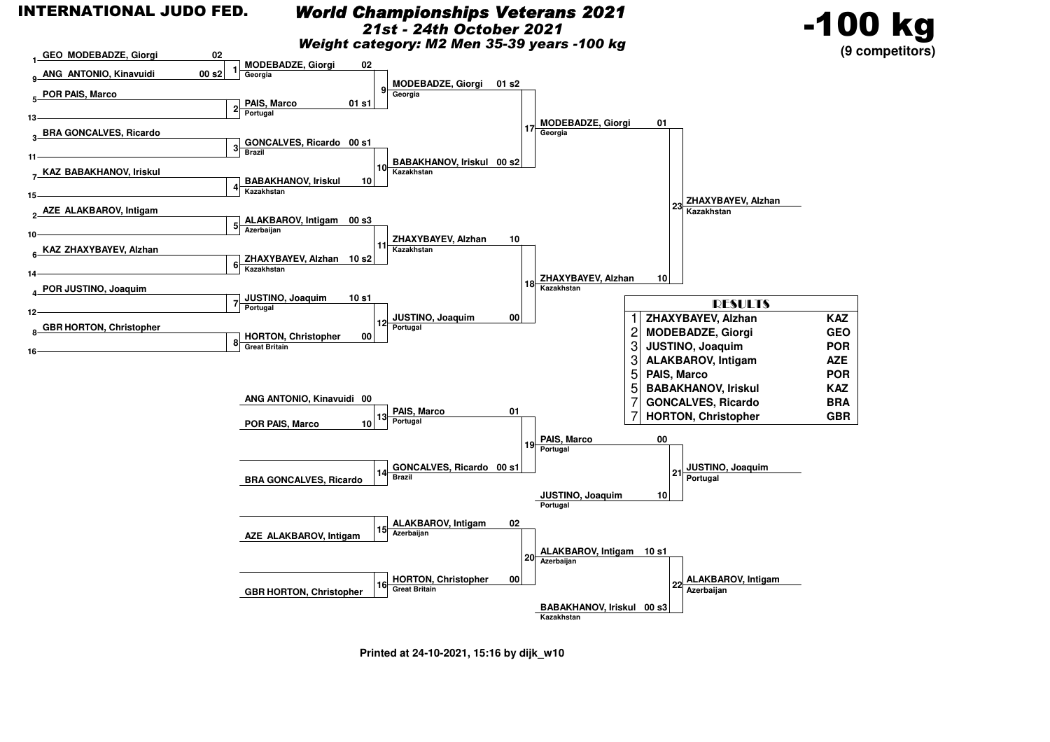INTERNATIONAL JUDO FED.

# World Championships Veterans 2021

*21st - 24th October 2021*

*Weight category: M2 Men 35-39 years -100 kg*

## -100 kg

**(9 competitors)**

### Main bracket

**Round 1 (draw)**

| Seed | Competitor | Score |
|---|---|---|
| 1 | GEO MODEBADZE, Giorgi | 02 |
| 9 | ANG ANTONIO, Kinavuidi | 00 s2 |
| 5 | POR PAIS, Marco | |
| 13 | | |
| 3 | BRA GONCALVES, Ricardo | |
| 11 | | |
| 7 | KAZ BABAKHANOV, Iriskul | |
| 15 | | |
| 2 | AZE ALAKBAROV, Intigam | |
| 10 | | |
| 6 | KAZ ZHAXYBAYEV, Alzhan | |
| 14 | | |
| 4 | POR JUSTINO, Joaquim | |
| 12 | | |
| 8 | GBR HORTON, Christopher | |
| 16 | | |

**Round 2**

| Contest | Competitor | Country | Score |
|---|---|---|---|
| 1 | MODEBADZE, Giorgi | Georgia | 02 |
| 2 | PAIS, Marco | Portugal | 01 s1 |
| 3 | GONCALVES, Ricardo | Brazil | 00 s1 |
| 4 | BABAKHANOV, Iriskul | Kazakhstan | 10 |
| 5 | ALAKBAROV, Intigam | Azerbaijan | 00 s3 |
| 6 | ZHAXYBAYEV, Alzhan | Kazakhstan | 10 s2 |
| 7 | JUSTINO, Joaquim | Portugal | 10 s1 |
| 8 | HORTON, Christopher | Great Britain | 00 |

**Quarter-finals**

| Contest | Competitor | Country | Score |
|---|---|---|---|
| 9 | MODEBADZE, Giorgi | Georgia | 01 s2 |
| 10 | BABAKHANOV, Iriskul | Kazakhstan | 00 s2 |
| 11 | ZHAXYBAYEV, Alzhan | Kazakhstan | 10 |
| 12 | JUSTINO, Joaquim | Portugal | 00 |

**Semi-finals**

| Contest | Competitor | Country | Score |
|---|---|---|---|
| 17 | MODEBADZE, Giorgi | Georgia | 01 |
| 18 | ZHAXYBAYEV, Alzhan | Kazakhstan | 10 |

**Final**

| Contest | Winner | Country |
|---|---|---|
| 23 | ZHAXYBAYEV, Alzhan | Kazakhstan |

### Repechage

| Contest | Competitor | Country | Score |
|---|---|---|---|
| 13 | ANG ANTONIO, Kinavuidi | | 00 |
| 13 | POR PAIS, Marco | | 10 |
| 14 | | | |
| 14 | BRA GONCALVES, Ricardo | | |
| 15 | | | |
| 15 | AZE ALAKBAROV, Intigam | | |
| 16 | | | |
| 16 | GBR HORTON, Christopher | | |

| Contest | Competitor | Country | Score |
|---|---|---|---|
| 13 | PAIS, Marco | Portugal | 01 |
| 14 | GONCALVES, Ricardo | Brazil | 00 s1 |
| 15 | ALAKBAROV, Intigam | Azerbaijan | 02 |
| 16 | HORTON, Christopher | Great Britain | 00 |

| Contest | Competitor | Country | Score |
|---|---|---|---|
| 19 | PAIS, Marco | Portugal | 00 |
| 20 | ALAKBAROV, Intigam | Azerbaijan | 10 s1 |

**Bronze medal contests**

| Contest | Competitor | Country | Score |
|---|---|---|---|
| 21 | PAIS, Marco | Portugal | 00 |
| 21 | JUSTINO, Joaquim | Portugal | 10 |
| 21 | **Winner: JUSTINO, Joaquim** | Portugal | |
| 22 | ALAKBAROV, Intigam | Azerbaijan | 10 s1 |
| 22 | BABAKHANOV, Iriskul | Kazakhstan | 00 s3 |
| 22 | **Winner: ALAKBAROV, Intigam** | Azerbaijan | |

### RESULTS

| Place | Name | Country |
|---|---|---|
| 1 | ZHAXYBAYEV, Alzhan | KAZ |
| 2 | MODEBADZE, Giorgi | GEO |
| 3 | JUSTINO, Joaquim | POR |
| 3 | ALAKBAROV, Intigam | AZE |
| 5 | PAIS, Marco | POR |
| 5 | BABAKHANOV, Iriskul | KAZ |
| 7 | GONCALVES, Ricardo | BRA |
| 7 | HORTON, Christopher | GBR |

Printed at 24-10-2021, 15:16 by dijk_w10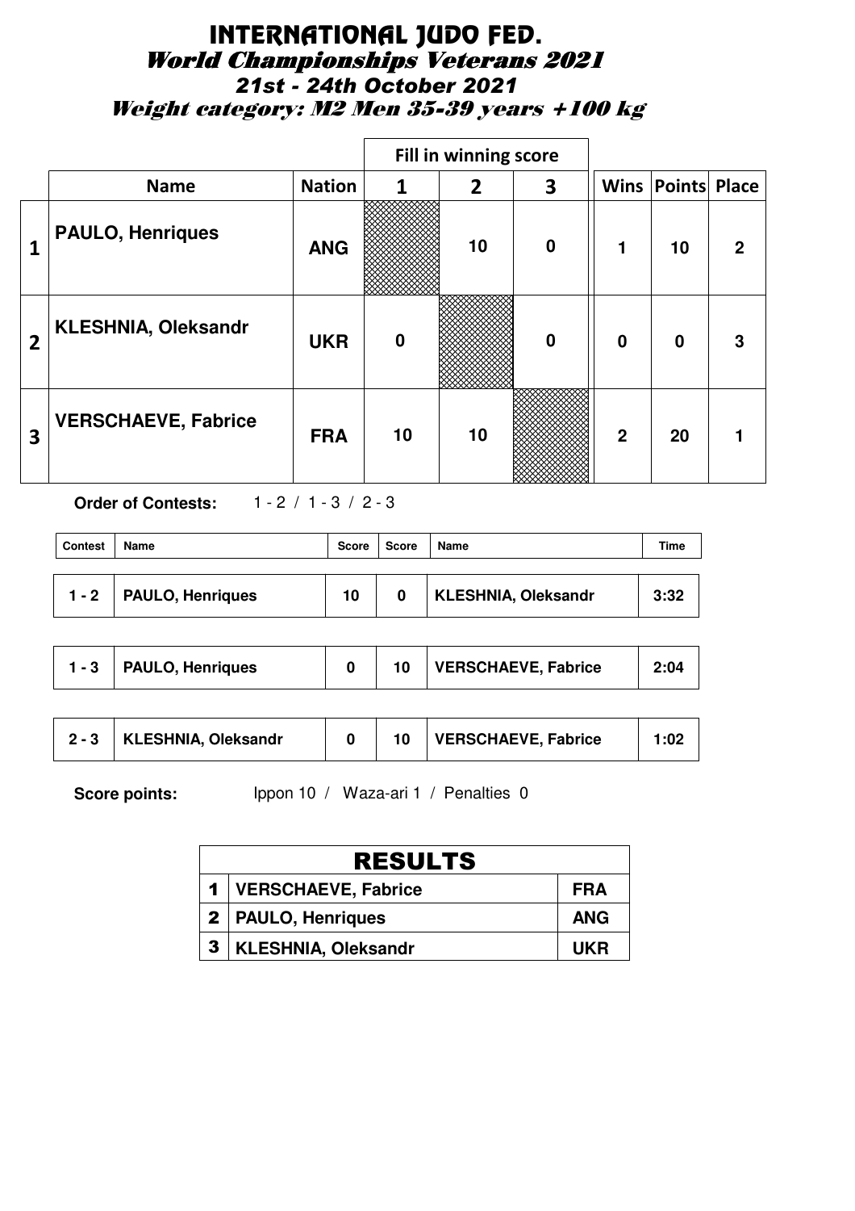# INTERNATIONAL JUDO FED.

## World Championships Veterans 2021

### 21st - 24th October 2021

### Weight category: M2 Men 35-39 years +100 kg

| | Name | Nation | Fill in winning score 1 | 2 | 3 | Wins | Points | Place |
|---|---|---|---|---|---|---|---|---|
| 1 | PAULO, Henriques | ANG | | 10 | 0 | 1 | 10 | 2 |
| 2 | KLESHNIA, Oleksandr | UKR | 0 | | 0 | 0 | 0 | 3 |
| 3 | VERSCHAEVE, Fabrice | FRA | 10 | 10 | | 2 | 20 | 1 |

**Order of Contests:** 1 - 2 / 1 - 3 / 2 - 3

| Contest | Name | Score | Score | Name | Time |
|---|---|---|---|---|---|
| 1 - 2 | PAULO, Henriques | 10 | 0 | KLESHNIA, Oleksandr | 3:32 |
| 1 - 3 | PAULO, Henriques | 0 | 10 | VERSCHAEVE, Fabrice | 2:04 |
| 2 - 3 | KLESHNIA, Oleksandr | 0 | 10 | VERSCHAEVE, Fabrice | 1:02 |

**Score points:** Ippon 10 / Waza-ari 1 / Penalties 0

| RESULTS | | |
|---|---|---|
| 1 | VERSCHAEVE, Fabrice | FRA |
| 2 | PAULO, Henriques | ANG |
| 3 | KLESHNIA, Oleksandr | UKR |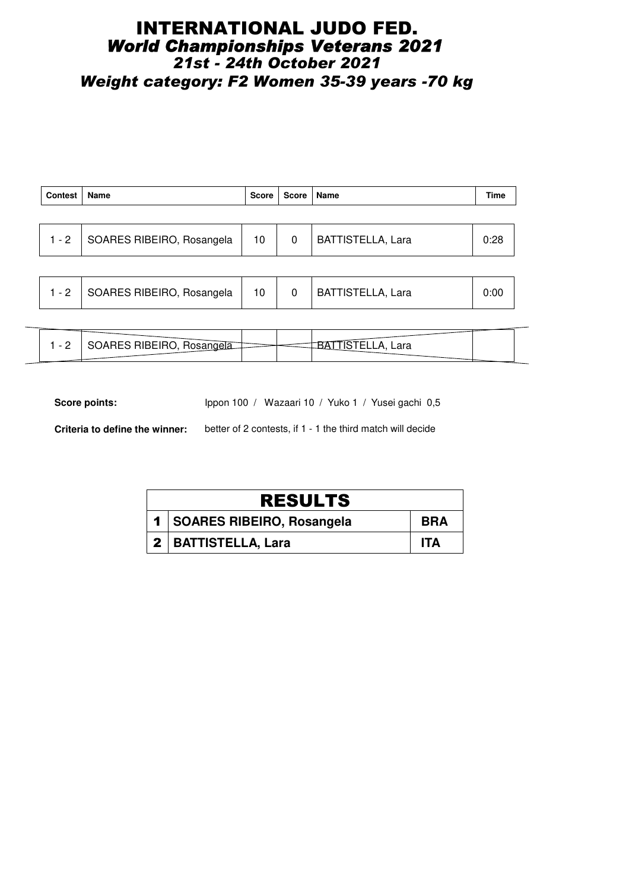# INTERNATIONAL JUDO FED.

## *World Championships Veterans 2021*

### *21st - 24th October 2021*

### *Weight category: F2 Women 35-39 years -70 kg*

| Contest | Name | Score | Score | Name | Time |
|---|---|---|---|---|---|
| 1 - 2 | SOARES RIBEIRO, Rosangela | 10 | 0 | BATTISTELLA, Lara | 0:28 |
| 1 - 2 | SOARES RIBEIRO, Rosangela | 10 | 0 | BATTISTELLA, Lara | 0:00 |
| 1 - 2 | SOARES RIBEIRO, Rosangela | | | BATTISTELLA, Lara | |

**Score points:** Ippon 100 / Wazaari 10 / Yuko 1 / Yusei gachi 0,5

**Criteria to define the winner:** better of 2 contests, if 1 - 1 the third match will decide

| RESULTS | | |
|---|---|---|
| 1 | SOARES RIBEIRO, Rosangela | BRA |
| 2 | BATTISTELLA, Lara | ITA |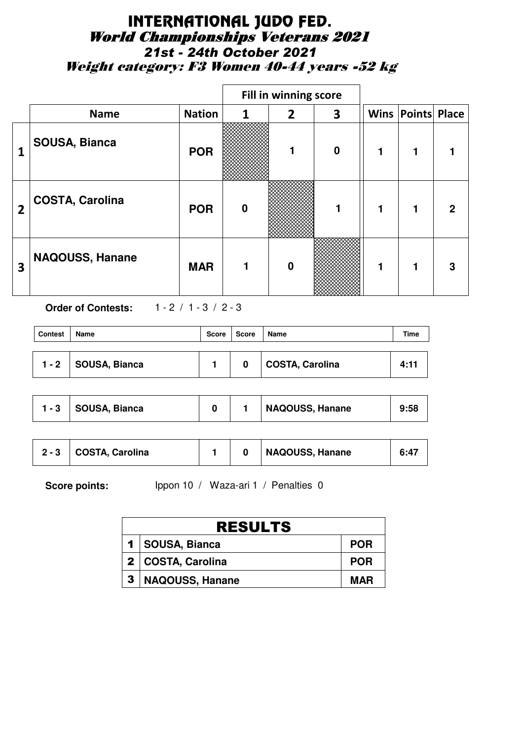# INTERNATIONAL JUDO FED.

## World Championships Veterans 2021

### 21st - 24th October 2021

### Weight category: F3 Women 40-44 years -52 kg

| | | | Fill in winning score | | | | | |
|---|---|---|---|---|---|---|---|---|
| | **Name** | **Nation** | **1** | **2** | **3** | **Wins** | **Points** | **Place** |
| **1** | **SOUSA, Bianca** | **POR** | | **1** | **0** | **1** | **1** | **1** |
| **2** | **COSTA, Carolina** | **POR** | **0** | | **1** | **1** | **1** | **2** |
| **3** | **NAQOUSS, Hanane** | **MAR** | **1** | **0** | | **1** | **1** | **3** |

**Order of Contests:** 1 - 2 / 1 - 3 / 2 - 3

| Contest | Name | Score | Score | Name | Time |
|---|---|---|---|---|---|
| **1 - 2** | **SOUSA, Bianca** | **1** | **0** | **COSTA, Carolina** | **4:11** |
| **1 - 3** | **SOUSA, Bianca** | **0** | **1** | **NAQOUSS, Hanane** | **9:58** |
| **2 - 3** | **COSTA, Carolina** | **1** | **0** | **NAQOUSS, Hanane** | **6:47** |

**Score points:** Ippon 10 / Waza-ari 1 / Penalties 0

| RESULTS | | |
|---|---|---|
| **1** | **SOUSA, Bianca** | **POR** |
| **2** | **COSTA, Carolina** | **POR** |
| **3** | **NAQOUSS, Hanane** | **MAR** |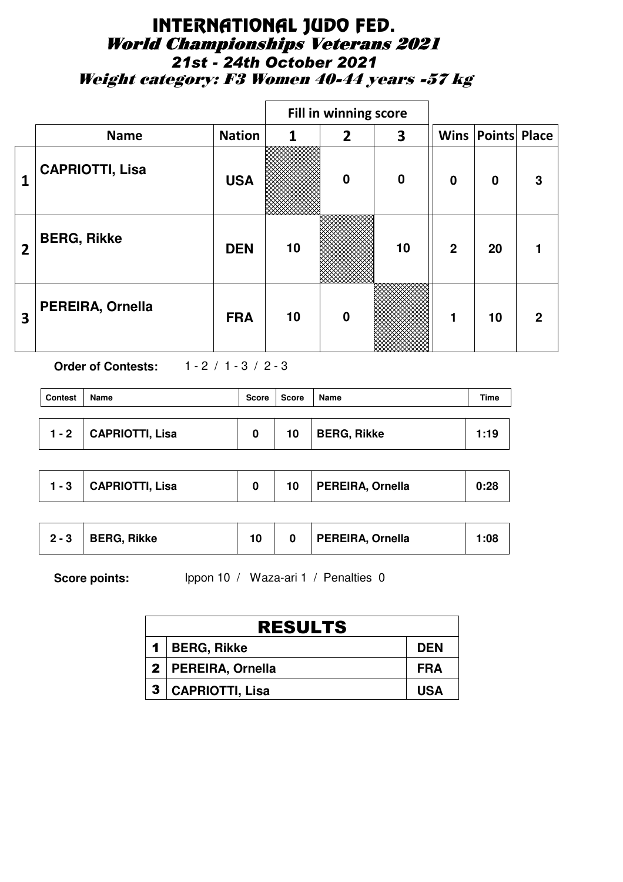# INTERNATIONAL JUDO FED.

## World Championships Veterans 2021

### 21st - 24th October 2021

### Weight category: F3 Women 40-44 years -57 kg

| | Name | Nation | Fill in winning score 1 | 2 | 3 | Wins | Points | Place |
|---|---|---|---|---|---|---|---|---|
| 1 | CAPRIOTTI, Lisa | USA | | 0 | 0 | 0 | 0 | 3 |
| 2 | BERG, Rikke | DEN | 10 | | 10 | 2 | 20 | 1 |
| 3 | PEREIRA, Ornella | FRA | 10 | 0 | | 1 | 10 | 2 |

**Order of Contests:** 1 - 2 / 1 - 3 / 2 - 3

| Contest | Name | Score | Score | Name | Time |
|---|---|---|---|---|---|
| 1 - 2 | CAPRIOTTI, Lisa | 0 | 10 | BERG, Rikke | 1:19 |
| 1 - 3 | CAPRIOTTI, Lisa | 0 | 10 | PEREIRA, Ornella | 0:28 |
| 2 - 3 | BERG, Rikke | 10 | 0 | PEREIRA, Ornella | 1:08 |

**Score points:** Ippon 10 / Waza-ari 1 / Penalties 0

| RESULTS | | |
|---|---|---|
| 1 | BERG, Rikke | DEN |
| 2 | PEREIRA, Ornella | FRA |
| 3 | CAPRIOTTI, Lisa | USA |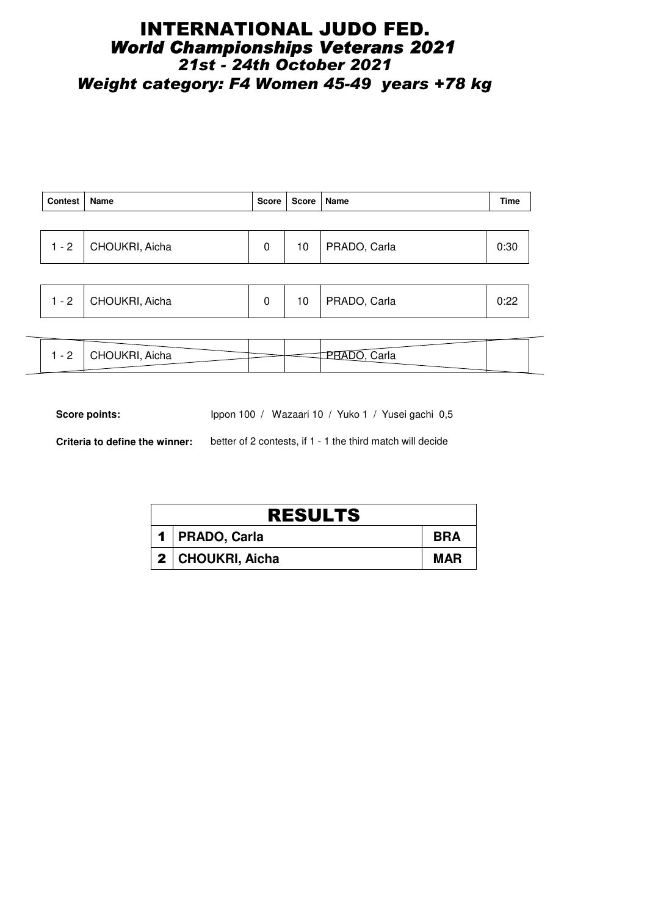# INTERNATIONAL JUDO FED.

## *World Championships Veterans 2021*

### *21st - 24th October 2021*

### *Weight category: F4 Women 45-49 years +78 kg*

| Contest | Name | Score | Score | Name | Time |
|---|---|---|---|---|---|
| 1 - 2 | CHOUKRI, Aicha | 0 | 10 | PRADO, Carla | 0:30 |
| 1 - 2 | CHOUKRI, Aicha | 0 | 10 | PRADO, Carla | 0:22 |
| 1 - 2 | CHOUKRI, Aicha | | | PRADO, Carla | |

**Score points:** Ippon 100 / Wazaari 10 / Yuko 1 / Yusei gachi 0,5

**Criteria to define the winner:** better of 2 contests, if 1 - 1 the third match will decide

| RESULTS | | |
|---|---|---|
| 1 | **PRADO, Carla** | **BRA** |
| 2 | **CHOUKRI, Aicha** | **MAR** |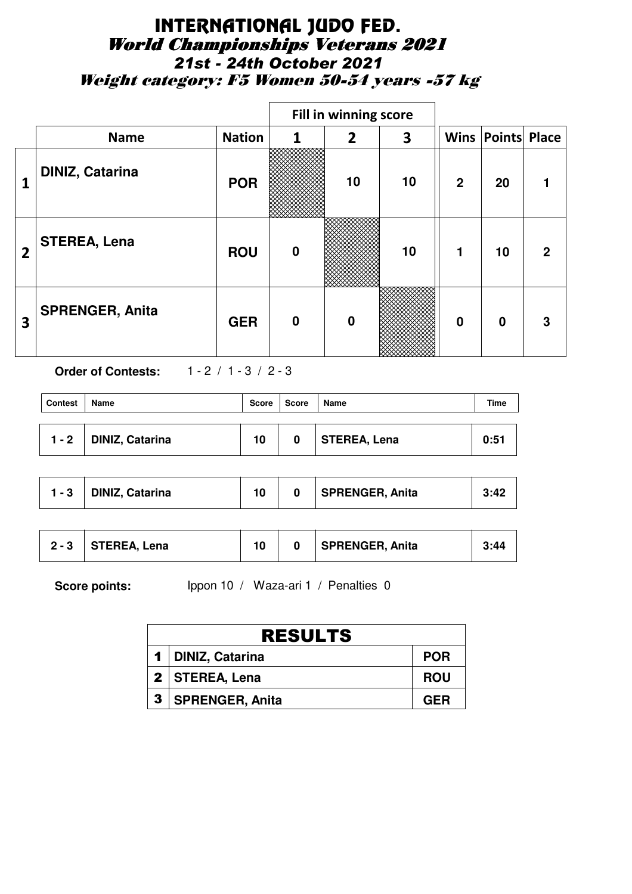# INTERNATIONAL JUDO FED.

## World Championships Veterans 2021

### 21st - 24th October 2021

### Weight category: F5 Women 50-54 years -57 kg

| | Name | Nation | Fill in winning score 1 | 2 | 3 | Wins | Points | Place |
|---|---|---|---|---|---|---|---|---|
| 1 | DINIZ, Catarina | POR | | 10 | 10 | 2 | 20 | 1 |
| 2 | STEREA, Lena | ROU | 0 | | 10 | 1 | 10 | 2 |
| 3 | SPRENGER, Anita | GER | 0 | 0 | | 0 | 0 | 3 |

**Order of Contests:** 1 - 2 / 1 - 3 / 2 - 3

| Contest | Name | Score | Score | Name | Time |
|---|---|---|---|---|---|
| 1 - 2 | DINIZ, Catarina | 10 | 0 | STEREA, Lena | 0:51 |
| 1 - 3 | DINIZ, Catarina | 10 | 0 | SPRENGER, Anita | 3:42 |
| 2 - 3 | STEREA, Lena | 10 | 0 | SPRENGER, Anita | 3:44 |

**Score points:** Ippon 10 / Waza-ari 1 / Penalties 0

| RESULTS | | |
|---|---|---|
| 1 | DINIZ, Catarina | POR |
| 2 | STEREA, Lena | ROU |
| 3 | SPRENGER, Anita | GER |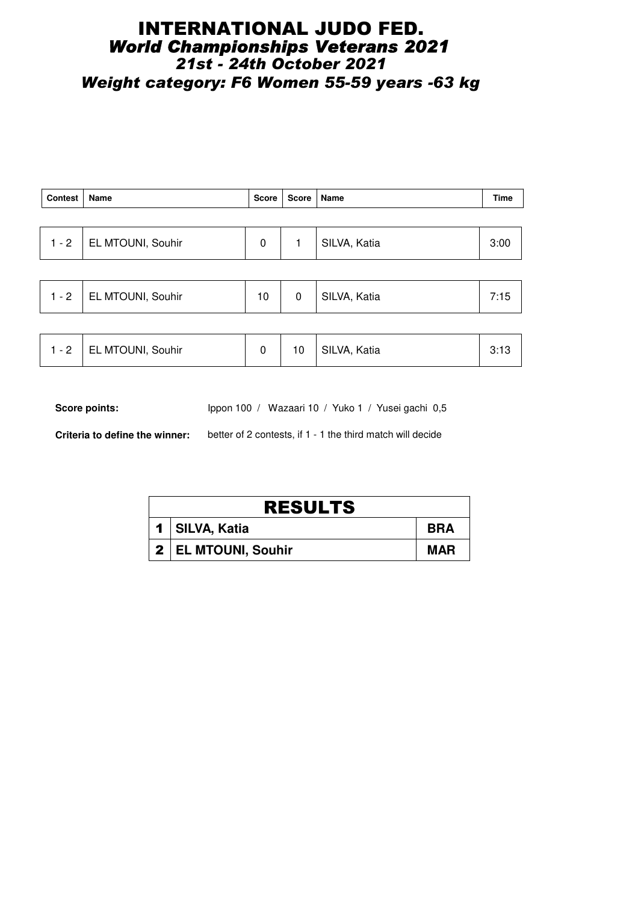# INTERNATIONAL JUDO FED.
## *World Championships Veterans 2021*
### *21st - 24th October 2021*
### *Weight category: F6 Women 55-59 years -63 kg*

| Contest | Name | Score | Score | Name | Time |
|---|---|---|---|---|---|
| 1 - 2 | EL MTOUNI, Souhir | 0 | 1 | SILVA, Katia | 3:00 |
| 1 - 2 | EL MTOUNI, Souhir | 10 | 0 | SILVA, Katia | 7:15 |
| 1 - 2 | EL MTOUNI, Souhir | 0 | 10 | SILVA, Katia | 3:13 |

**Score points:** Ippon 100 / Wazaari 10 / Yuko 1 / Yusei gachi 0,5

**Criteria to define the winner:** better of 2 contests, if 1 - 1 the third match will decide

| RESULTS | | |
|---|---|---|
| **1** | **SILVA, Katia** | **BRA** |
| **2** | **EL MTOUNI, Souhir** | **MAR** |